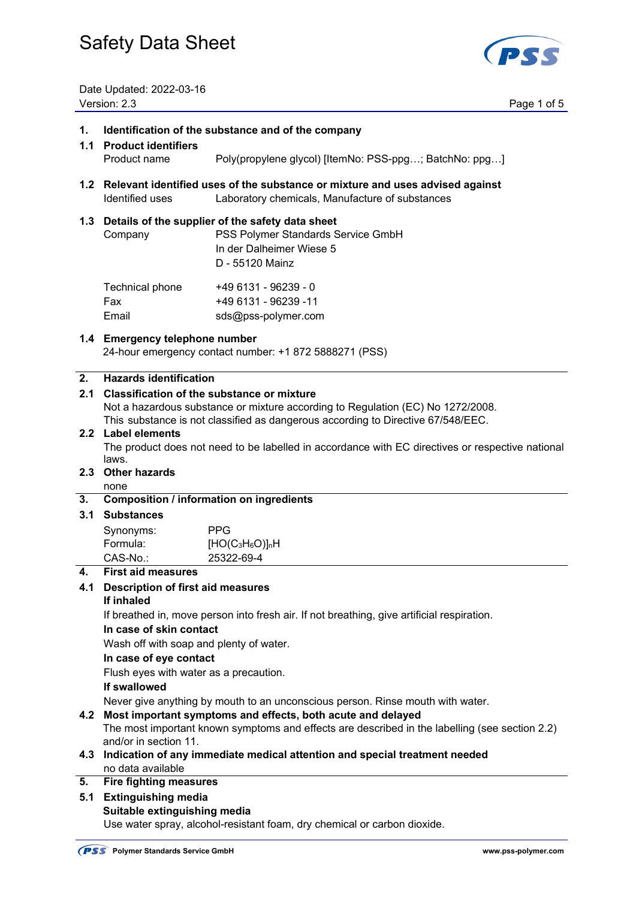# Safety Data Sheet

Date Updated: 2022-03-16
Version: 2.3

## 1. Identification of the substance and of the company

### 1.1 Product identifiers

Product name: Poly(propylene glycol) [ItemNo: PSS-ppg…; BatchNo: ppg…]

### 1.2 Relevant identified uses of the substance or mixture and uses advised against

Identified uses: Laboratory chemicals, Manufacture of substances

### 1.3 Details of the supplier of the safety data sheet

Company: PSS Polymer Standards Service GmbH
In der Dalheimer Wiese 5
D - 55120 Mainz

Technical phone: +49 6131 - 96239 - 0
Fax: +49 6131 - 96239 -11
Email: sds@pss-polymer.com

### 1.4 Emergency telephone number

24-hour emergency contact number: +1 872 5888271 (PSS)

## 2. Hazards identification

### 2.1 Classification of the substance or mixture

Not a hazardous substance or mixture according to Regulation (EC) No 1272/2008.
This substance is not classified as dangerous according to Directive 67/548/EEC.

### 2.2 Label elements

The product does not need to be labelled in accordance with EC directives or respective national laws.

### 2.3 Other hazards

none

## 3. Composition / information on ingredients

### 3.1 Substances

Synonyms: PPG
Formula: $[HO(C_3H_6O)]_nH$
CAS-No.: 25322-69-4

## 4. First aid measures

### 4.1 Description of first aid measures

**If inhaled**

If breathed in, move person into fresh air. If not breathing, give artificial respiration.

**In case of skin contact**

Wash off with soap and plenty of water.

**In case of eye contact**

Flush eyes with water as a precaution.

**If swallowed**

Never give anything by mouth to an unconscious person. Rinse mouth with water.

### 4.2 Most important symptoms and effects, both acute and delayed

The most important known symptoms and effects are described in the labelling (see section 2.2) and/or in section 11.

### 4.3 Indication of any immediate medical attention and special treatment needed

no data available

## 5. Fire fighting measures

### 5.1 Extinguishing media

**Suitable extinguishing media**

Use water spray, alcohol-resistant foam, dry chemical or carbon dioxide.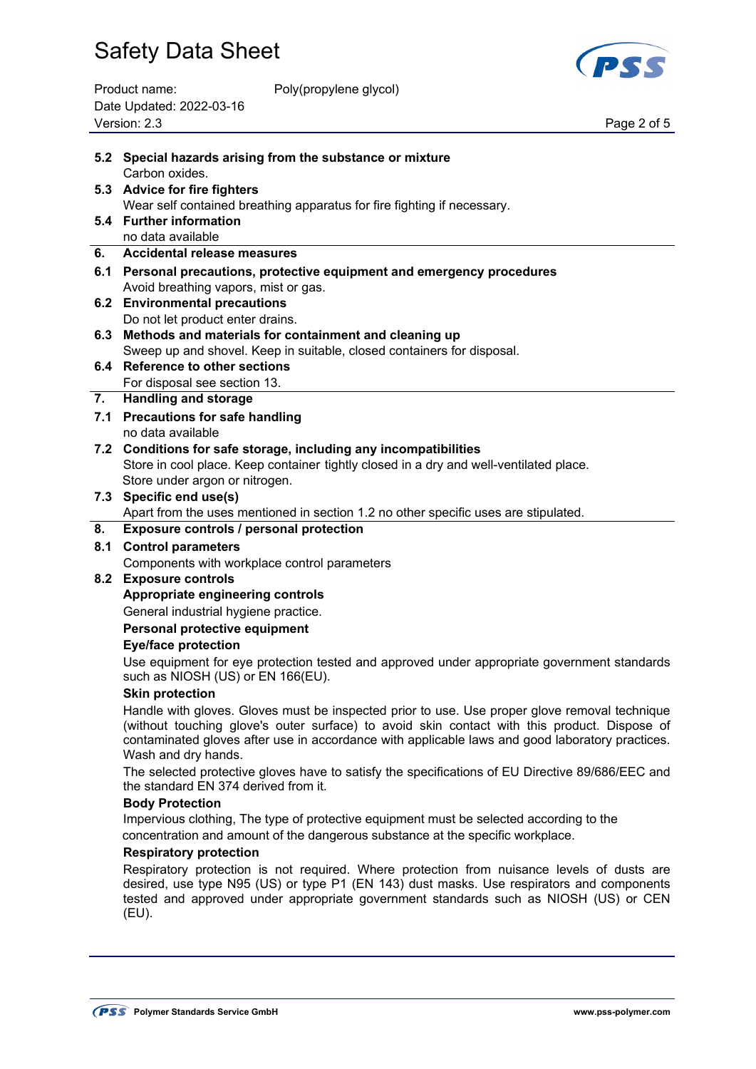### 5.2 Special hazards arising from the substance or mixture

Carbon oxides.

### 5.3 Advice for fire fighters

Wear self contained breathing apparatus for fire fighting if necessary.

### 5.4 Further information

no data available

## 6. Accidental release measures

### 6.1 Personal precautions, protective equipment and emergency procedures

Avoid breathing vapors, mist or gas.

### 6.2 Environmental precautions

Do not let product enter drains.

### 6.3 Methods and materials for containment and cleaning up

Sweep up and shovel. Keep in suitable, closed containers for disposal.

### 6.4 Reference to other sections

For disposal see section 13.

## 7. Handling and storage

### 7.1 Precautions for safe handling

no data available

### 7.2 Conditions for safe storage, including any incompatibilities

Store in cool place. Keep container tightly closed in a dry and well-ventilated place.
Store under argon or nitrogen.

### 7.3 Specific end use(s)

Apart from the uses mentioned in section 1.2 no other specific uses are stipulated.

## 8. Exposure controls / personal protection

### 8.1 Control parameters

Components with workplace control parameters

### 8.2 Exposure controls

**Appropriate engineering controls**

General industrial hygiene practice.

**Personal protective equipment**

**Eye/face protection**

Use equipment for eye protection tested and approved under appropriate government standards such as NIOSH (US) or EN 166(EU).

**Skin protection**

Handle with gloves. Gloves must be inspected prior to use. Use proper glove removal technique (without touching glove's outer surface) to avoid skin contact with this product. Dispose of contaminated gloves after use in accordance with applicable laws and good laboratory practices. Wash and dry hands.

The selected protective gloves have to satisfy the specifications of EU Directive 89/686/EEC and the standard EN 374 derived from it.

**Body Protection**

Impervious clothing, The type of protective equipment must be selected according to the concentration and amount of the dangerous substance at the specific workplace.

**Respiratory protection**

Respiratory protection is not required. Where protection from nuisance levels of dusts are desired, use type N95 (US) or type P1 (EN 143) dust masks. Use respirators and components tested and approved under appropriate government standards such as NIOSH (US) or CEN (EU).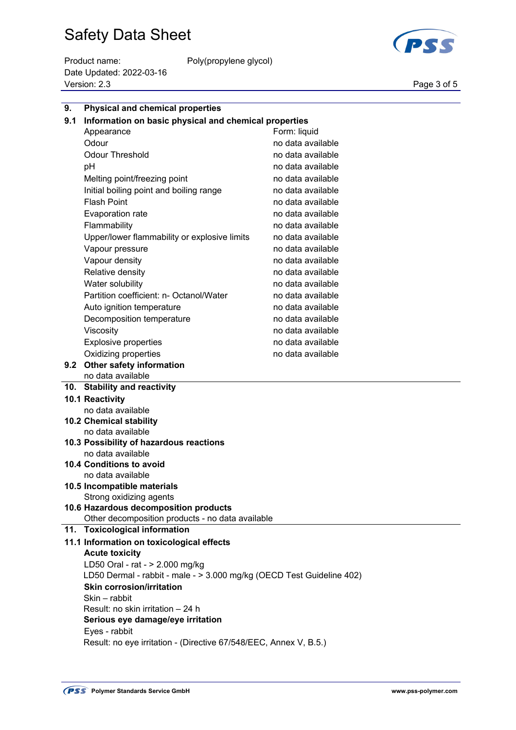## 9. Physical and chemical properties

### 9.1 Information on basic physical and chemical properties

| Property | Value |
|---|---|
| Appearance | Form: liquid |
| Odour | no data available |
| Odour Threshold | no data available |
| pH | no data available |
| Melting point/freezing point | no data available |
| Initial boiling point and boiling range | no data available |
| Flash Point | no data available |
| Evaporation rate | no data available |
| Flammability | no data available |
| Upper/lower flammability or explosive limits | no data available |
| Vapour pressure | no data available |
| Vapour density | no data available |
| Relative density | no data available |
| Water solubility | no data available |
| Partition coefficient: n- Octanol/Water | no data available |
| Auto ignition temperature | no data available |
| Decomposition temperature | no data available |
| Viscosity | no data available |
| Explosive properties | no data available |
| Oxidizing properties | no data available |

### 9.2 Other safety information

no data available

## 10. Stability and reactivity

### 10.1 Reactivity

no data available

### 10.2 Chemical stability

no data available

### 10.3 Possibility of hazardous reactions

no data available

### 10.4 Conditions to avoid

no data available

### 10.5 Incompatible materials

Strong oxidizing agents

### 10.6 Hazardous decomposition products

Other decomposition products - no data available

## 11. Toxicological information

### 11.1 Information on toxicological effects

**Acute toxicity**

LD50 Oral - rat - > 2.000 mg/kg

LD50 Dermal - rabbit - male - > 3.000 mg/kg (OECD Test Guideline 402)

**Skin corrosion/irritation**

Skin – rabbit

Result: no skin irritation – 24 h

**Serious eye damage/eye irritation**

Eyes - rabbit

Result: no eye irritation - (Directive 67/548/EEC, Annex V, B.5.)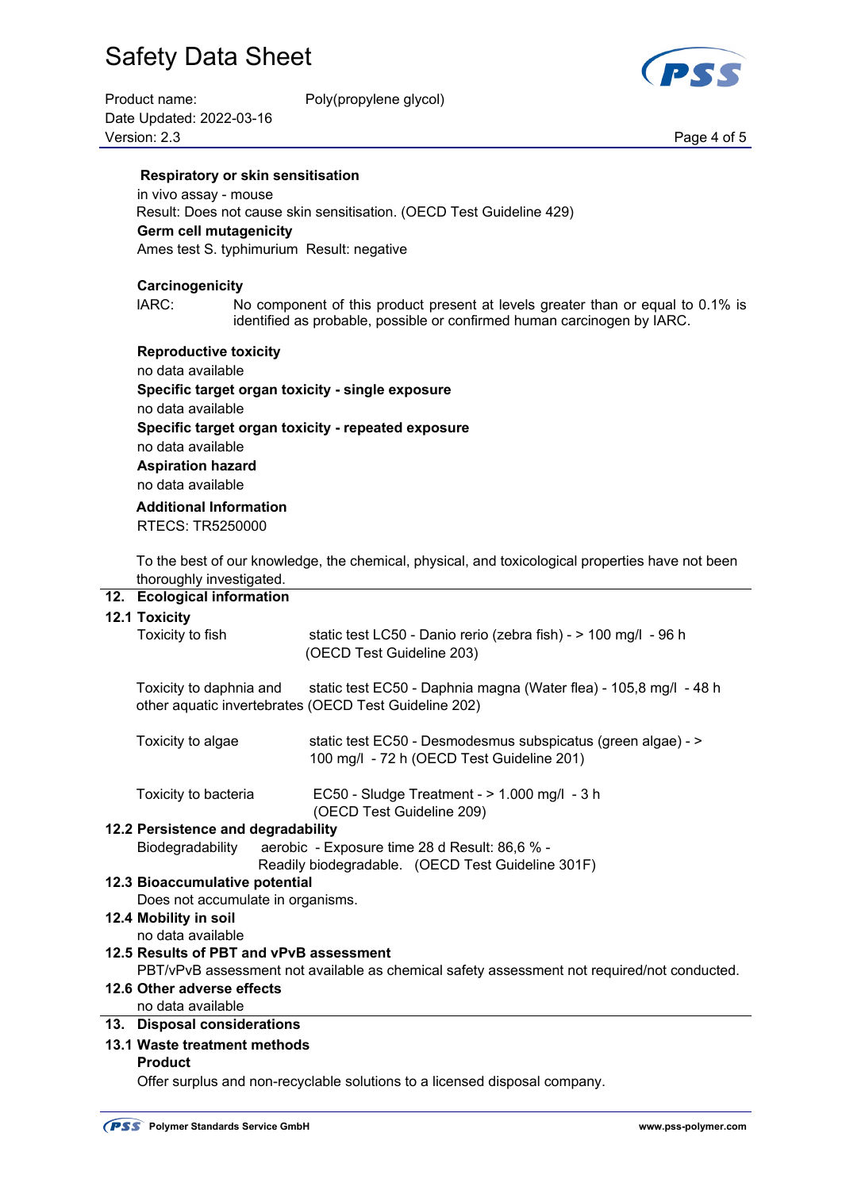**Respiratory or skin sensitisation**

in vivo assay - mouse

Result: Does not cause skin sensitisation. (OECD Test Guideline 429)

**Germ cell mutagenicity**

Ames test S. typhimurium Result: negative

**Carcinogenicity**

IARC: No component of this product present at levels greater than or equal to 0.1% is identified as probable, possible or confirmed human carcinogen by IARC.

**Reproductive toxicity**

no data available

**Specific target organ toxicity - single exposure**

no data available

**Specific target organ toxicity - repeated exposure**

no data available

**Aspiration hazard**

no data available

**Additional Information**

RTECS: TR5250000

To the best of our knowledge, the chemical, physical, and toxicological properties have not been thoroughly investigated.

## 12. Ecological information

### 12.1 Toxicity

| | |
|---|---|
| Toxicity to fish | static test LC50 - Danio rerio (zebra fish) - > 100 mg/l - 96 h (OECD Test Guideline 203) |
| Toxicity to daphnia and other aquatic invertebrates | static test EC50 - Daphnia magna (Water flea) - 105,8 mg/l - 48 h (OECD Test Guideline 202) |
| Toxicity to algae | static test EC50 - Desmodesmus subspicatus (green algae) - > 100 mg/l - 72 h (OECD Test Guideline 201) |
| Toxicity to bacteria | EC50 - Sludge Treatment - > 1.000 mg/l - 3 h (OECD Test Guideline 209) |

### 12.2 Persistence and degradability

Biodegradability aerobic - Exposure time 28 d Result: 86,6 % - Readily biodegradable. (OECD Test Guideline 301F)

### 12.3 Bioaccumulative potential

Does not accumulate in organisms.

### 12.4 Mobility in soil

no data available

### 12.5 Results of PBT and vPvB assessment

PBT/vPvB assessment not available as chemical safety assessment not required/not conducted.

### 12.6 Other adverse effects

no data available

## 13. Disposal considerations

### 13.1 Waste treatment methods

**Product**

Offer surplus and non-recyclable solutions to a licensed disposal company.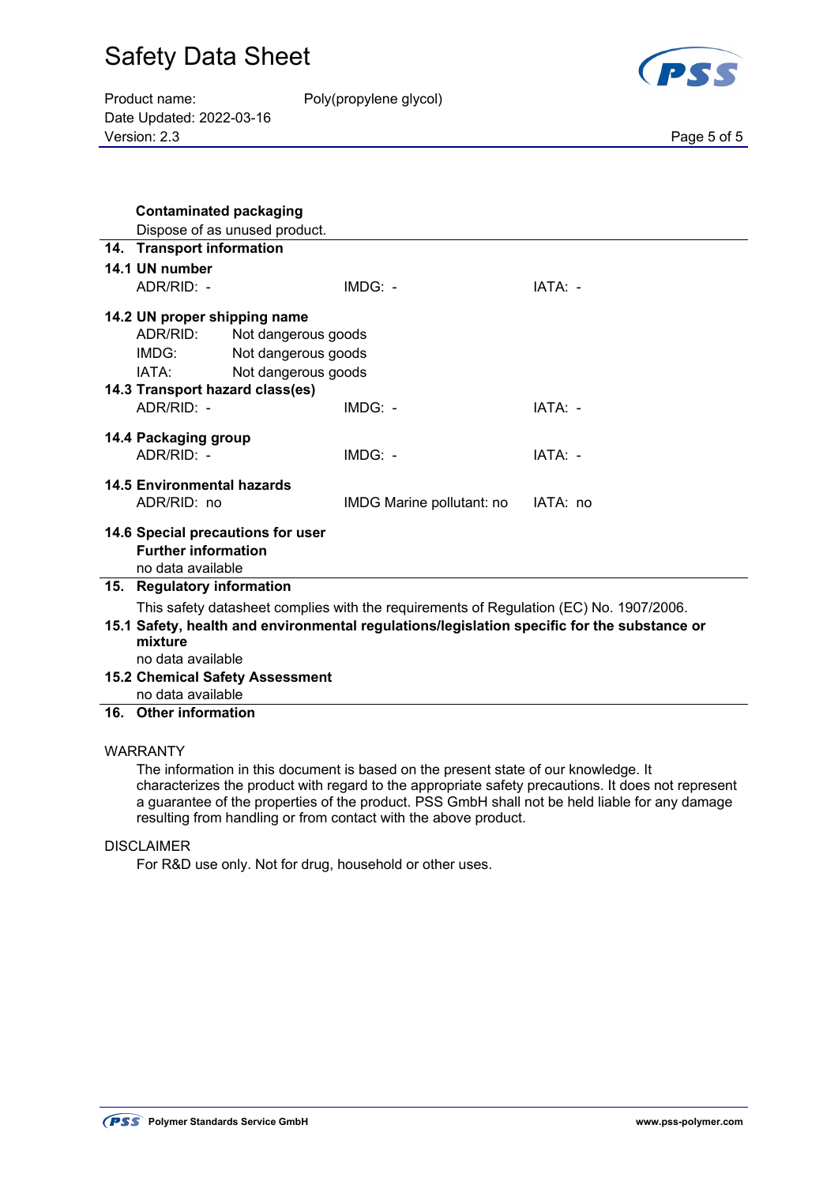**Contaminated packaging**

Dispose of as unused product.

## 14. Transport information

**14.1 UN number**

| | | |
|---|---|---|
| ADR/RID: - | IMDG: - | IATA: - |

**14.2 UN proper shipping name**

| | |
|---|---|
| ADR/RID: | Not dangerous goods |
| IMDG: | Not dangerous goods |
| IATA: | Not dangerous goods |

**14.3 Transport hazard class(es)**

| | | |
|---|---|---|
| ADR/RID: - | IMDG: - | IATA: - |

**14.4 Packaging group**

| | | |
|---|---|---|
| ADR/RID: - | IMDG: - | IATA: - |

**14.5 Environmental hazards**

| | | |
|---|---|---|
| ADR/RID: no | IMDG Marine pollutant: no | IATA: no |

**14.6 Special precautions for user**

**Further information**

no data available

## 15. Regulatory information

This safety datasheet complies with the requirements of Regulation (EC) No. 1907/2006.

**15.1 Safety, health and environmental regulations/legislation specific for the substance or mixture**

no data available

**15.2 Chemical Safety Assessment**

no data available

## 16. Other information

WARRANTY

The information in this document is based on the present state of our knowledge. It characterizes the product with regard to the appropriate safety precautions. It does not represent a guarantee of the properties of the product. PSS GmbH shall not be held liable for any damage resulting from handling or from contact with the above product.

DISCLAIMER

For R&D use only. Not for drug, household or other uses.